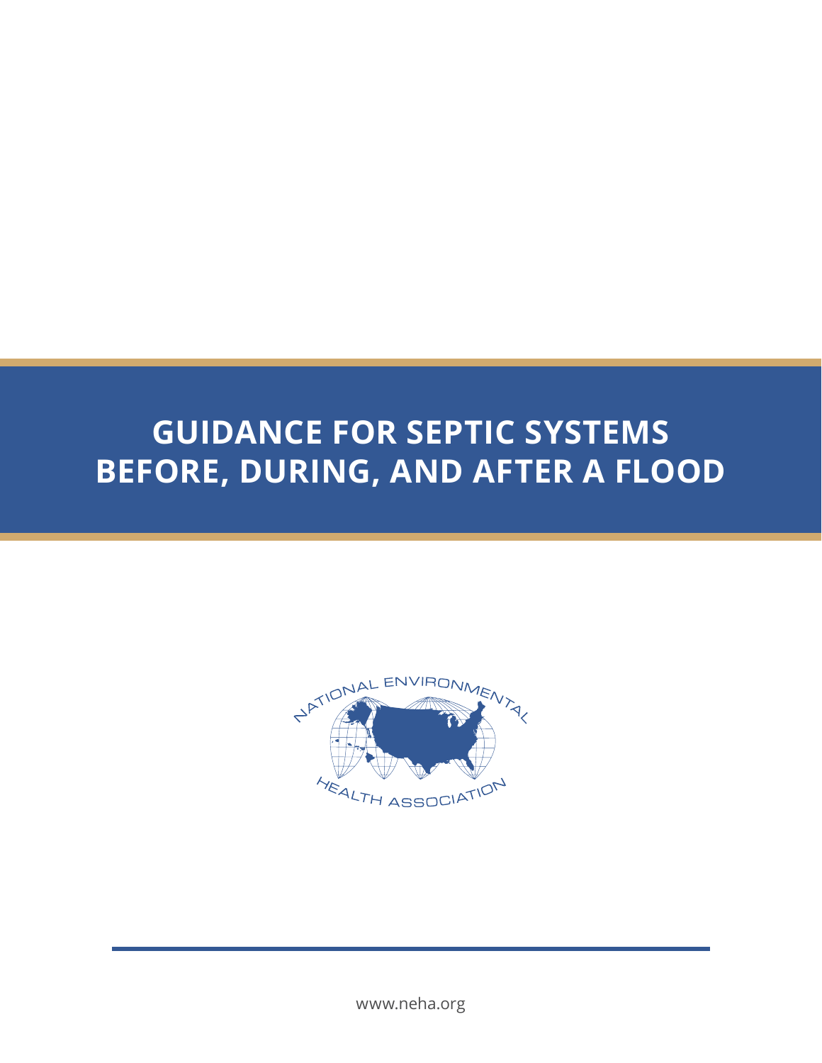# GUIDANCE FOR SEPTIC SYSTEMS BEFORE, DURING, AND AFTER A FLOOD

NATIONAL ENVIRONMENTAL HEALTH ASSOCIATION

www.neha.org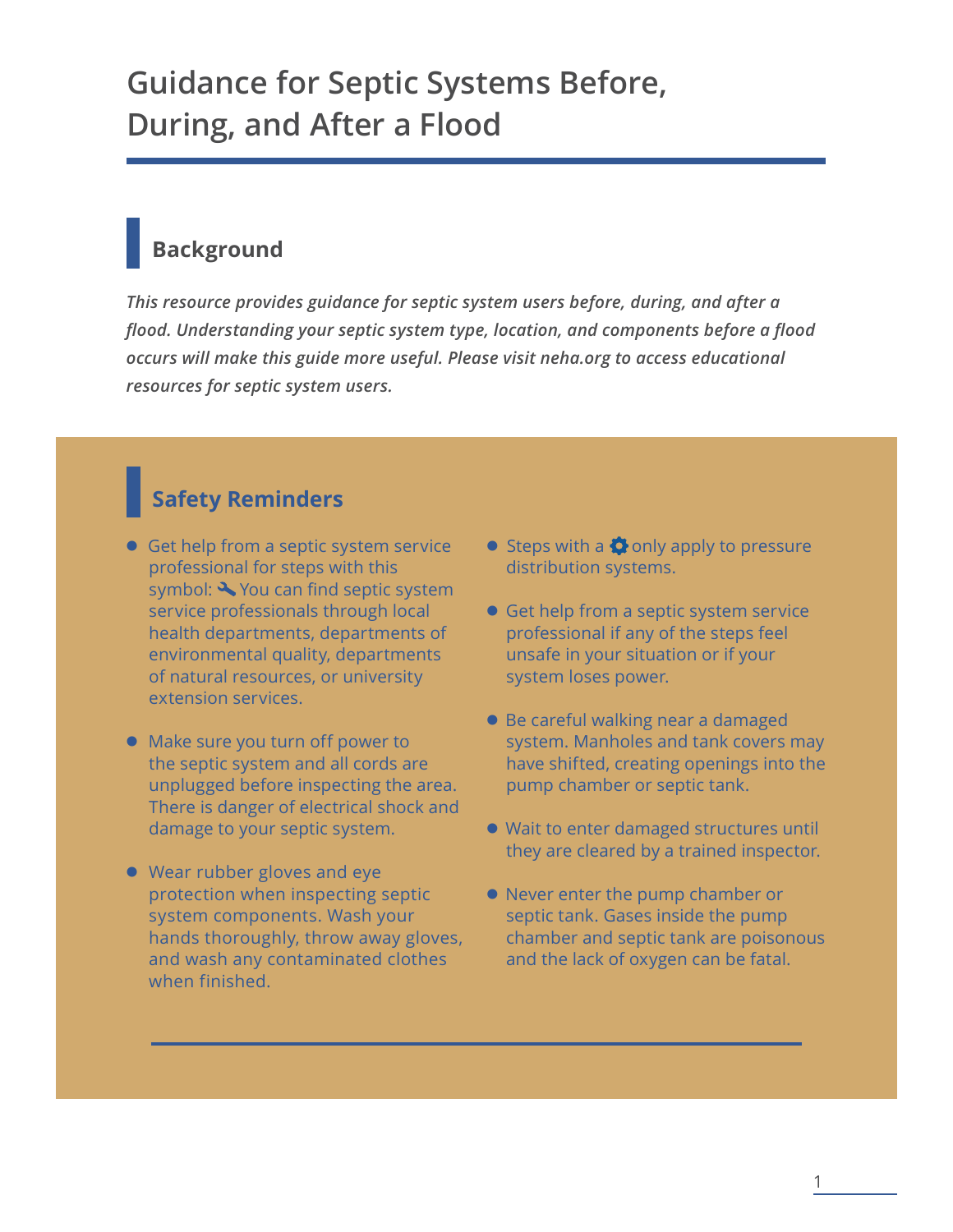# Guidance for Septic Systems Before, During, and After a Flood

## Background

***This resource provides guidance for septic system users before, during, and after a flood. Understanding your septic system type, location, and components before a flood occurs will make this guide more useful. Please visit neha.org to access educational resources for septic system users.***

## Safety Reminders

- Get help from a septic system service professional for steps with this symbol: 🔧 You can find septic system service professionals through local health departments, departments of environmental quality, departments of natural resources, or university extension services.
- Make sure you turn off power to the septic system and all cords are unplugged before inspecting the area. There is danger of electrical shock and damage to your septic system.
- Wear rubber gloves and eye protection when inspecting septic system components. Wash your hands thoroughly, throw away gloves, and wash any contaminated clothes when finished.
- Steps with a ⚙ only apply to pressure distribution systems.
- Get help from a septic system service professional if any of the steps feel unsafe in your situation or if your system loses power.
- Be careful walking near a damaged system. Manholes and tank covers may have shifted, creating openings into the pump chamber or septic tank.
- Wait to enter damaged structures until they are cleared by a trained inspector.
- Never enter the pump chamber or septic tank. Gases inside the pump chamber and septic tank are poisonous and the lack of oxygen can be fatal.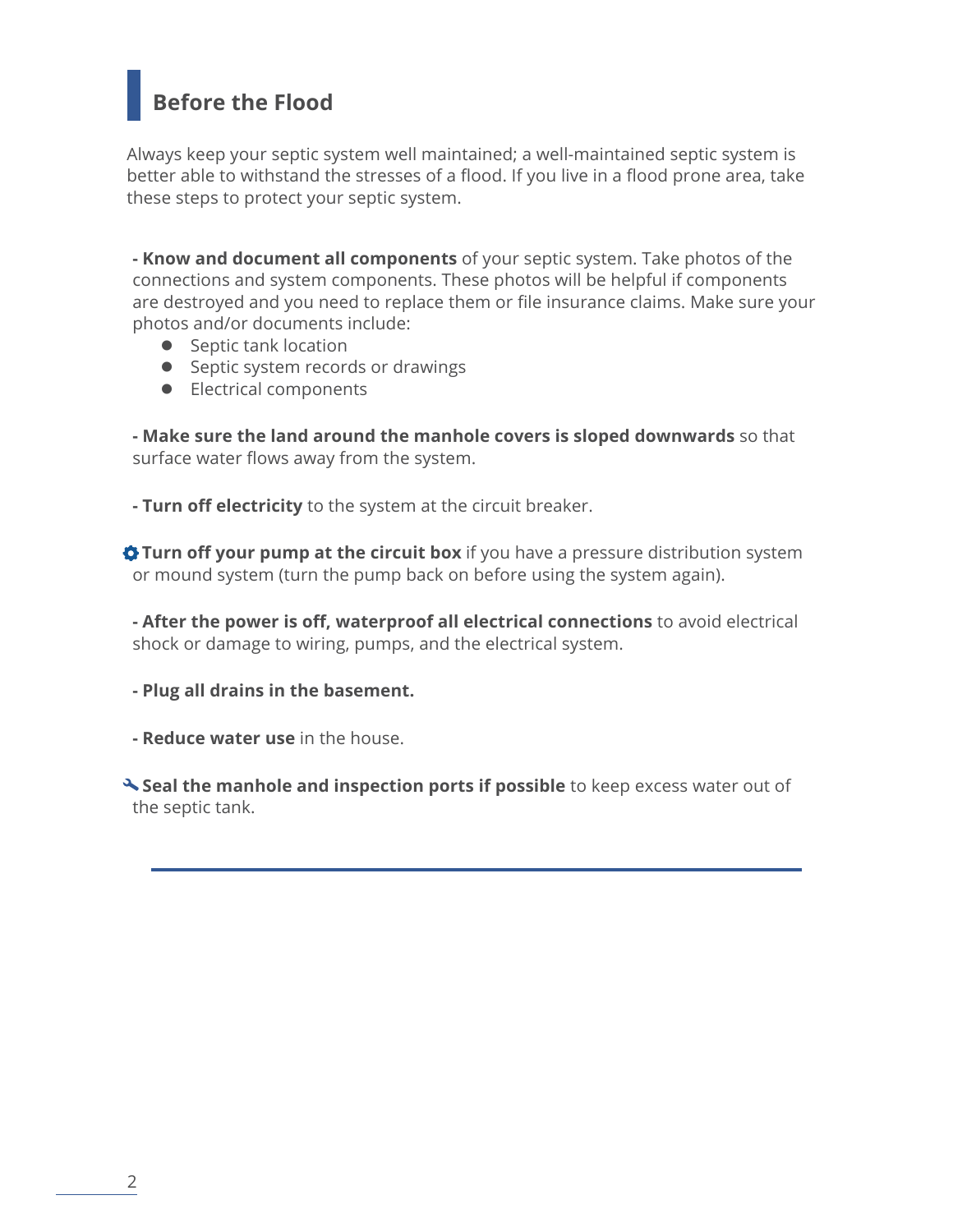## Before the Flood

Always keep your septic system well maintained; a well-maintained septic system is better able to withstand the stresses of a flood. If you live in a flood prone area, take these steps to protect your septic system.

- **Know and document all components** of your septic system. Take photos of the connections and system components. These photos will be helpful if components are destroyed and you need to replace them or file insurance claims. Make sure your photos and/or documents include:
    - Septic tank location
    - Septic system records or drawings
    - Electrical components

- **Make sure the land around the manhole covers is sloped downwards** so that surface water flows away from the system.

- **Turn off electricity** to the system at the circuit breaker.

- **Turn off your pump at the circuit box** if you have a pressure distribution system or mound system (turn the pump back on before using the system again).

- **After the power is off, waterproof all electrical connections** to avoid electrical shock or damage to wiring, pumps, and the electrical system.

- **Plug all drains in the basement.**

- **Reduce water use** in the house.

- **Seal the manhole and inspection ports if possible** to keep excess water out of the septic tank.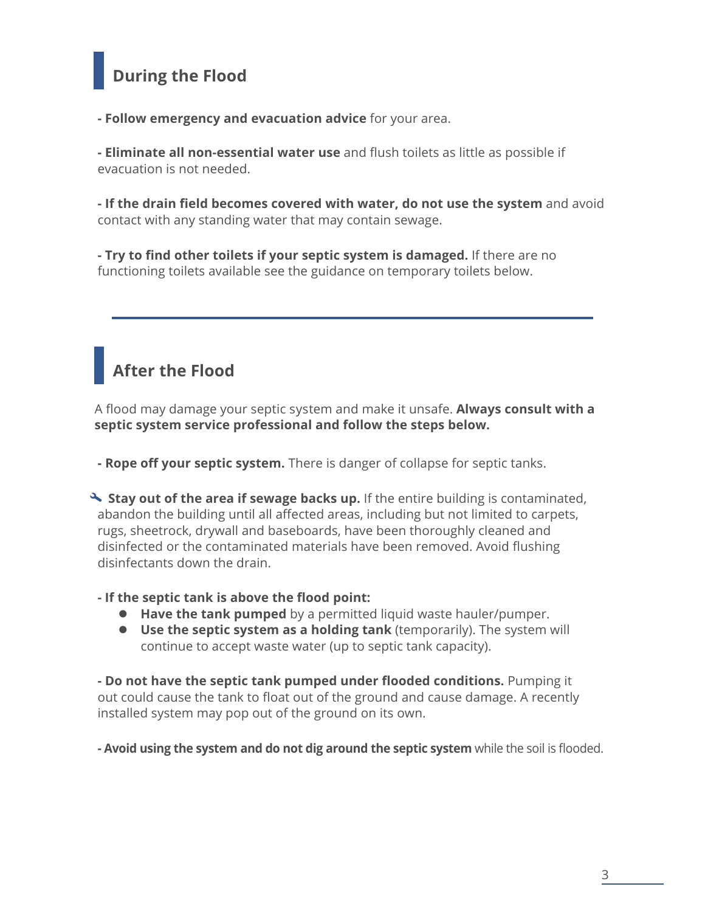## During the Flood

- **Follow emergency and evacuation advice** for your area.

- **Eliminate all non-essential water use** and flush toilets as little as possible if evacuation is not needed.

- **If the drain field becomes covered with water, do not use the system** and avoid contact with any standing water that may contain sewage.

- **Try to find other toilets if your septic system is damaged.** If there are no functioning toilets available see the guidance on temporary toilets below.

---

## After the Flood

A flood may damage your septic system and make it unsafe. **Always consult with a septic system service professional and follow the steps below.**

- **Rope off your septic system.** There is danger of collapse for septic tanks.

- **Stay out of the area if sewage backs up.** If the entire building is contaminated, abandon the building until all affected areas, including but not limited to carpets, rugs, sheetrock, drywall and baseboards, have been thoroughly cleaned and disinfected or the contaminated materials have been removed. Avoid flushing disinfectants down the drain.

- **If the septic tank is above the flood point:**
  - **Have the tank pumped** by a permitted liquid waste hauler/pumper.
  - **Use the septic system as a holding tank** (temporarily). The system will continue to accept waste water (up to septic tank capacity).

- **Do not have the septic tank pumped under flooded conditions.** Pumping it out could cause the tank to float out of the ground and cause damage. A recently installed system may pop out of the ground on its own.

- **Avoid using the system and do not dig around the septic system** while the soil is flooded.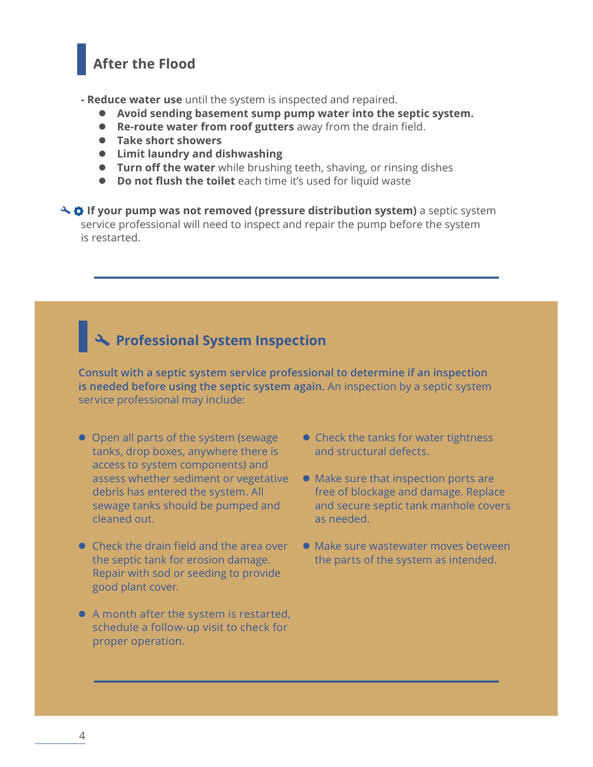## After the Flood

- **Reduce water use** until the system is inspected and repaired.
  - **Avoid sending basement sump pump water into the septic system.**
  - **Re-route water from roof gutters** away from the drain field.
  - **Take short showers**
  - **Limit laundry and dishwashing**
  - **Turn off the water** while brushing teeth, shaving, or rinsing dishes
  - **Do not flush the toilet** each time it's used for liquid waste

**If your pump was not removed (pressure distribution system)** a septic system service professional will need to inspect and repair the pump before the system is restarted.

---

## Professional System Inspection

**Consult with a septic system service professional to determine if an inspection is needed before using the septic system again.** An inspection by a septic system service professional may include:

- Open all parts of the system (sewage tanks, drop boxes, anywhere there is access to system components) and assess whether sediment or vegetative debris has entered the system. All sewage tanks should be pumped and cleaned out.
- Check the drain field and the area over the septic tank for erosion damage. Repair with sod or seeding to provide good plant cover.
- A month after the system is restarted, schedule a follow-up visit to check for proper operation.
- Check the tanks for water tightness and structural defects.
- Make sure that inspection ports are free of blockage and damage. Replace and secure septic tank manhole covers as needed.
- Make sure wastewater moves between the parts of the system as intended.

---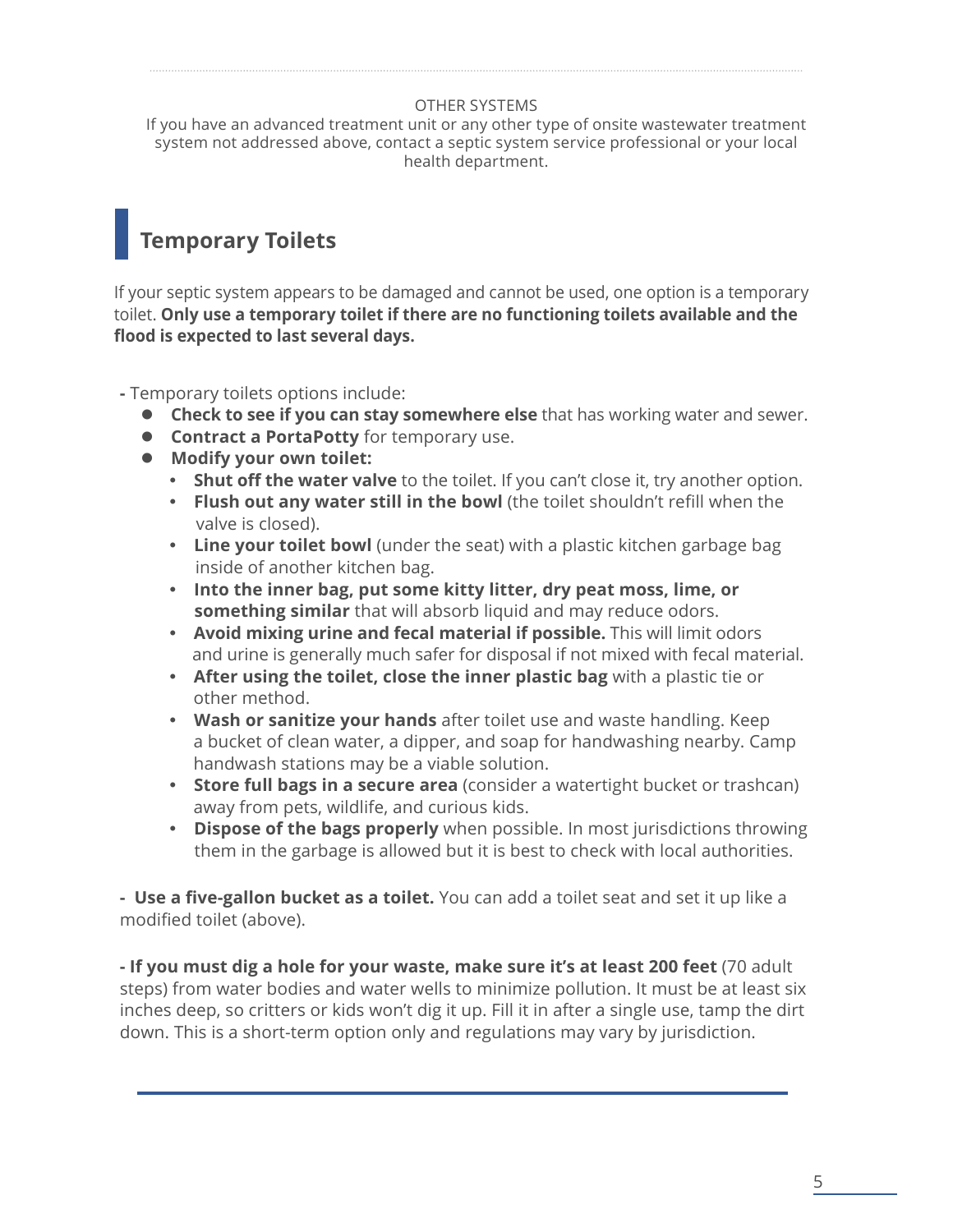OTHER SYSTEMS

If you have an advanced treatment unit or any other type of onsite wastewater treatment system not addressed above, contact a septic system service professional or your local health department.

## Temporary Toilets

If your septic system appears to be damaged and cannot be used, one option is a temporary toilet. **Only use a temporary toilet if there are no functioning toilets available and the flood is expected to last several days.**

- Temporary toilets options include:
  - **Check to see if you can stay somewhere else** that has working water and sewer.
  - **Contract a PortaPotty** for temporary use.
  - **Modify your own toilet:**
    - **Shut off the water valve** to the toilet. If you can't close it, try another option.
    - **Flush out any water still in the bowl** (the toilet shouldn't refill when the valve is closed).
    - **Line your toilet bowl** (under the seat) with a plastic kitchen garbage bag inside of another kitchen bag.
    - **Into the inner bag, put some kitty litter, dry peat moss, lime, or something similar** that will absorb liquid and may reduce odors.
    - **Avoid mixing urine and fecal material if possible.** This will limit odors and urine is generally much safer for disposal if not mixed with fecal material.
    - **After using the toilet, close the inner plastic bag** with a plastic tie or other method.
    - **Wash or sanitize your hands** after toilet use and waste handling. Keep a bucket of clean water, a dipper, and soap for handwashing nearby. Camp handwash stations may be a viable solution.
    - **Store full bags in a secure area** (consider a watertight bucket or trashcan) away from pets, wildlife, and curious kids.
    - **Dispose of the bags properly** when possible. In most jurisdictions throwing them in the garbage is allowed but it is best to check with local authorities.

- **Use a five-gallon bucket as a toilet.** You can add a toilet seat and set it up like a modified toilet (above).

- **If you must dig a hole for your waste, make sure it's at least 200 feet** (70 adult steps) from water bodies and water wells to minimize pollution. It must be at least six inches deep, so critters or kids won't dig it up. Fill it in after a single use, tamp the dirt down. This is a short-term option only and regulations may vary by jurisdiction.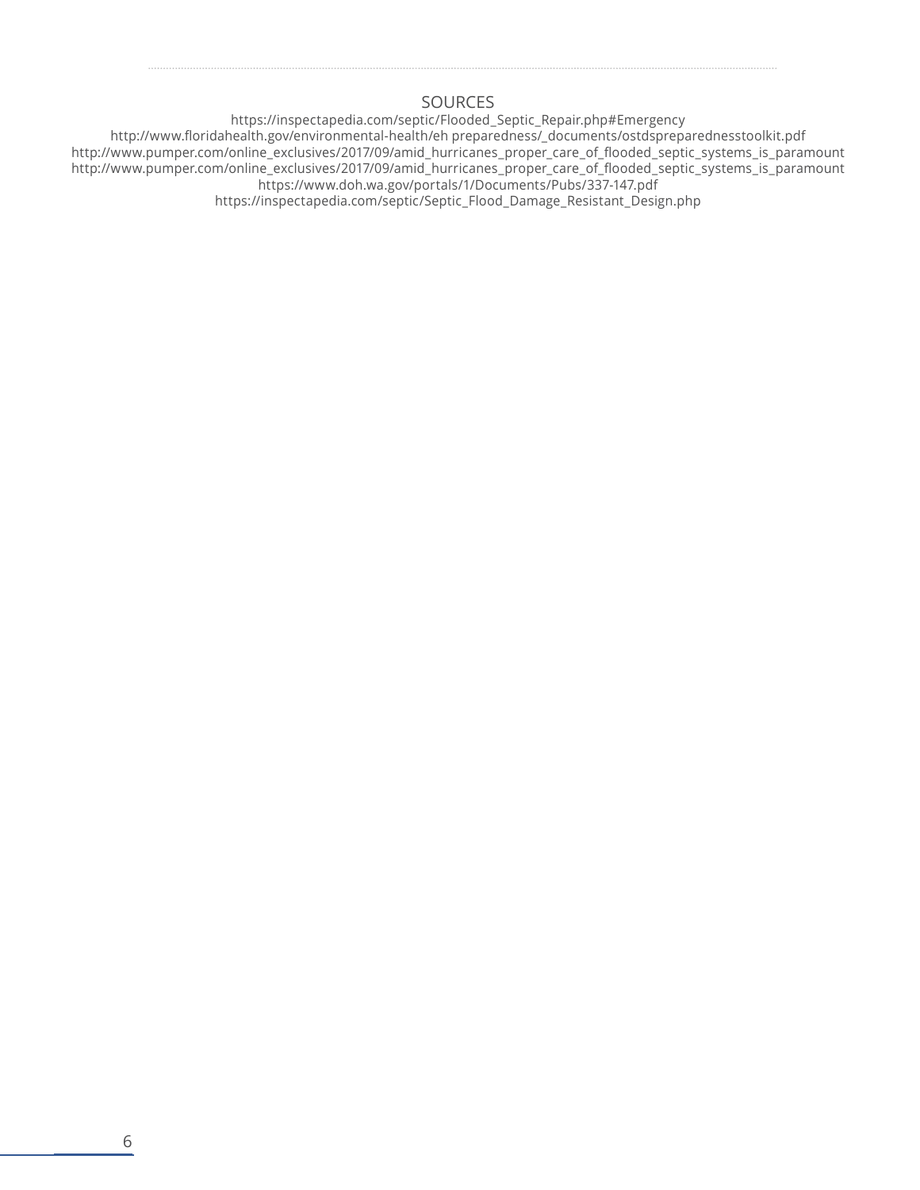## SOURCES

https://inspectapedia.com/septic/Flooded_Septic_Repair.php#Emergency
http://www.floridahealth.gov/environmental-health/eh preparedness/_documents/ostdspreparednesstoolkit.pdf
http://www.pumper.com/online_exclusives/2017/09/amid_hurricanes_proper_care_of_flooded_septic_systems_is_paramount
http://www.pumper.com/online_exclusives/2017/09/amid_hurricanes_proper_care_of_flooded_septic_systems_is_paramount
https://www.doh.wa.gov/portals/1/Documents/Pubs/337-147.pdf
https://inspectapedia.com/septic/Septic_Flood_Damage_Resistant_Design.php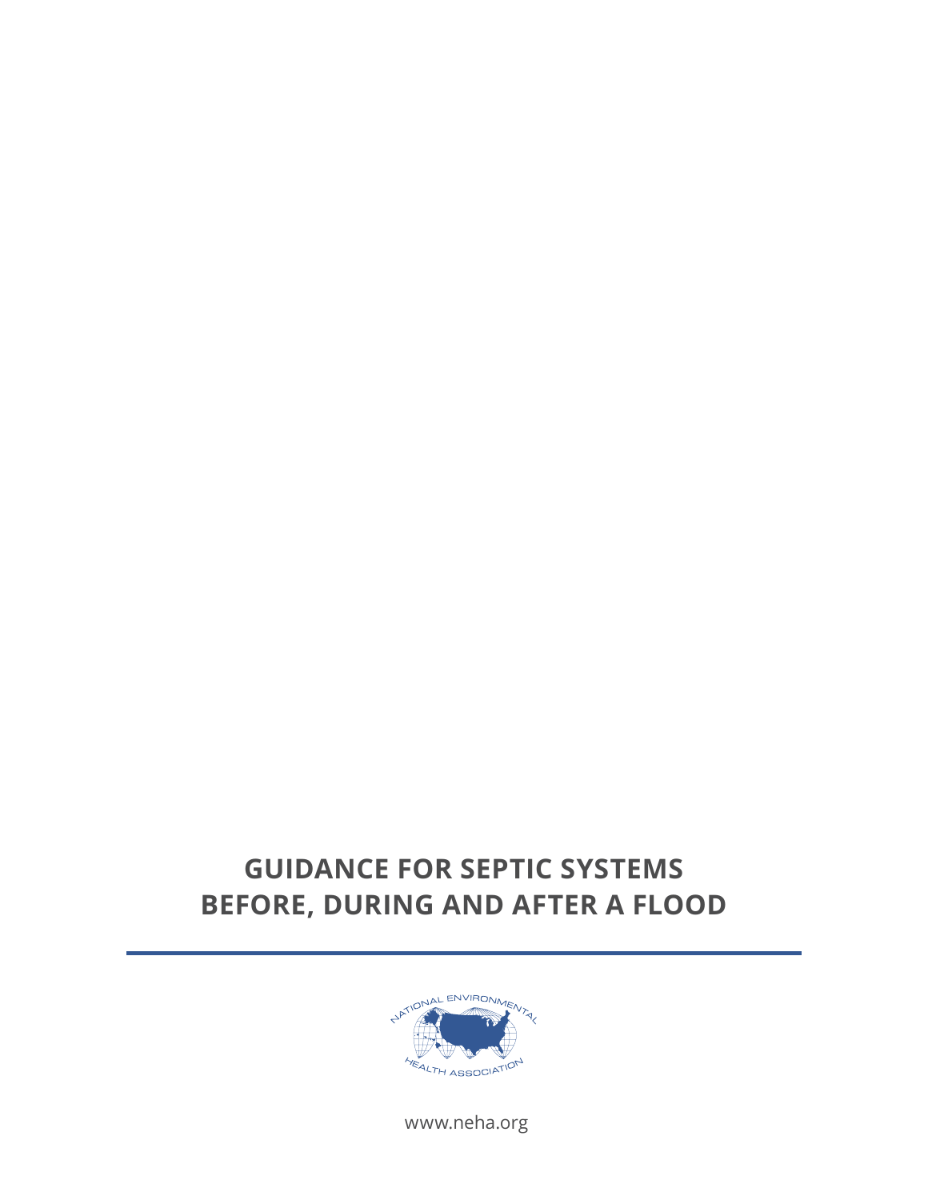# GUIDANCE FOR SEPTIC SYSTEMS BEFORE, DURING AND AFTER A FLOOD

NATIONAL ENVIRONMENTAL HEALTH ASSOCIATION

www.neha.org